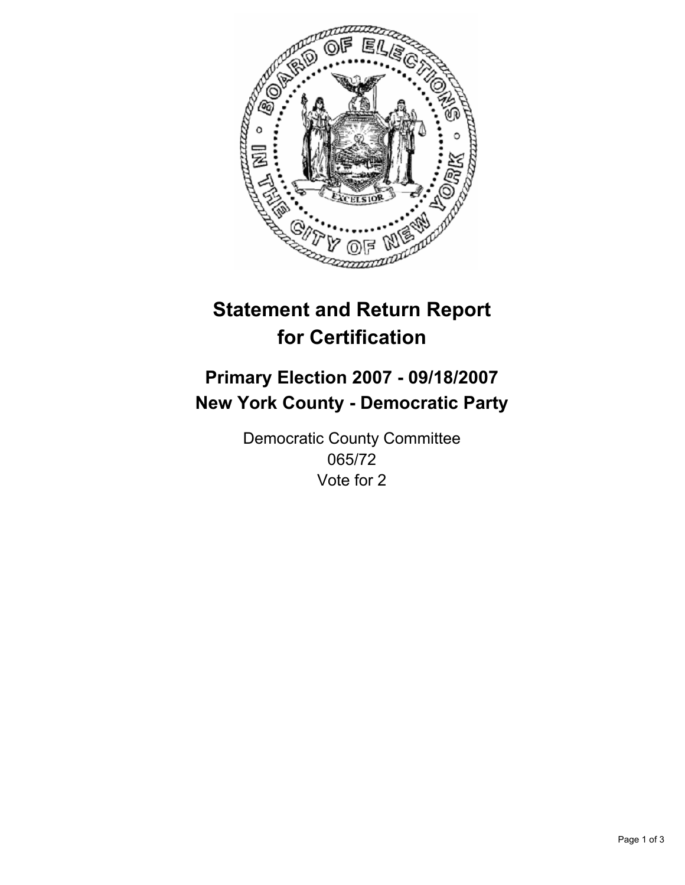# Statement and Return Report for Certification

## Primary Election 2007 - 09/18/2007
## New York County - Democratic Party

Democratic County Committee
065/72
Vote for 2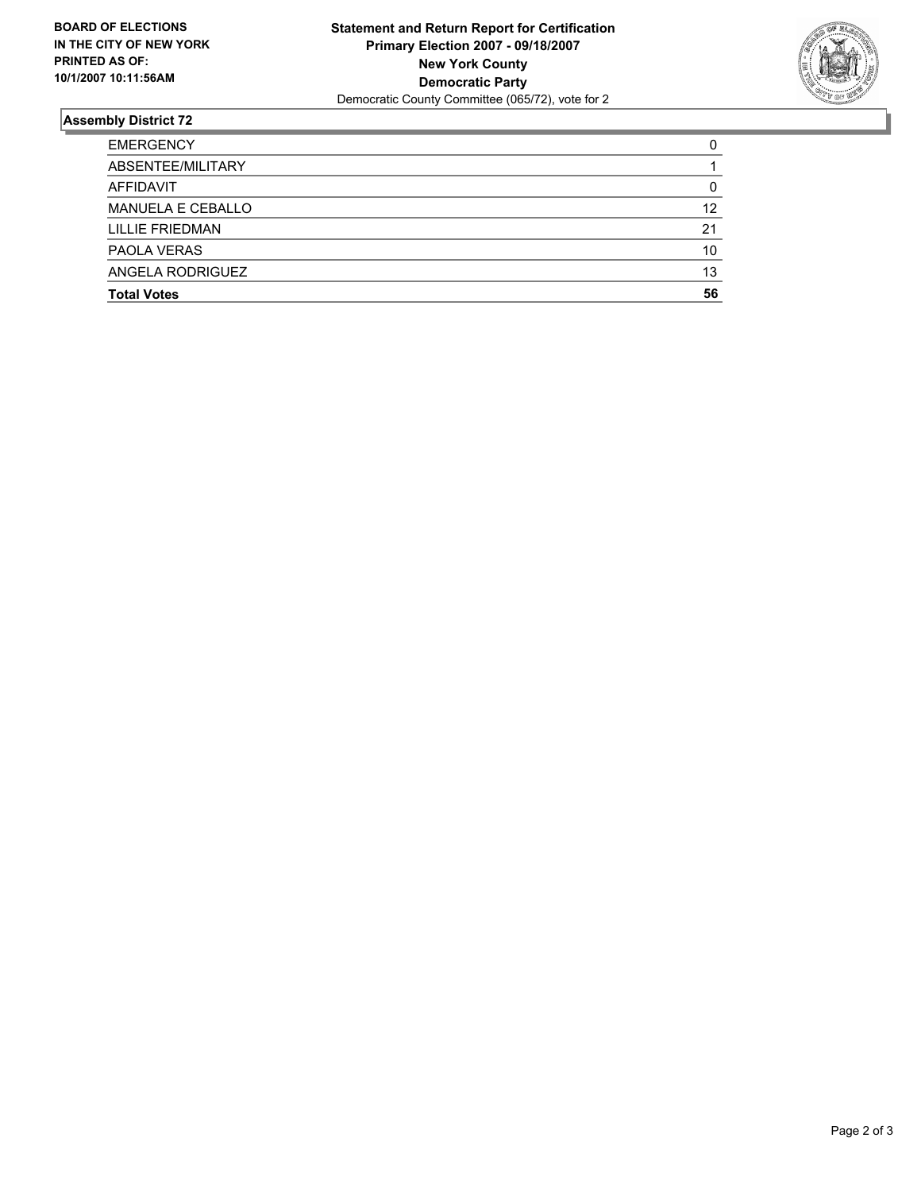**BOARD OF ELECTIONS IN THE CITY OF NEW YORK PRINTED AS OF: 10/1/2007 10:11:56AM**

**Statement and Return Report for Certification**
**Primary Election 2007 - 09/18/2007**
**New York County**
**Democratic Party**
Democratic County Committee (065/72), vote for 2

## Assembly District 72

| | |
|---|---|
| EMERGENCY | 0 |
| ABSENTEE/MILITARY | 1 |
| AFFIDAVIT | 0 |
| MANUELA E CEBALLO | 12 |
| LILLIE FRIEDMAN | 21 |
| PAOLA VERAS | 10 |
| ANGELA RODRIGUEZ | 13 |
| **Total Votes** | **56** |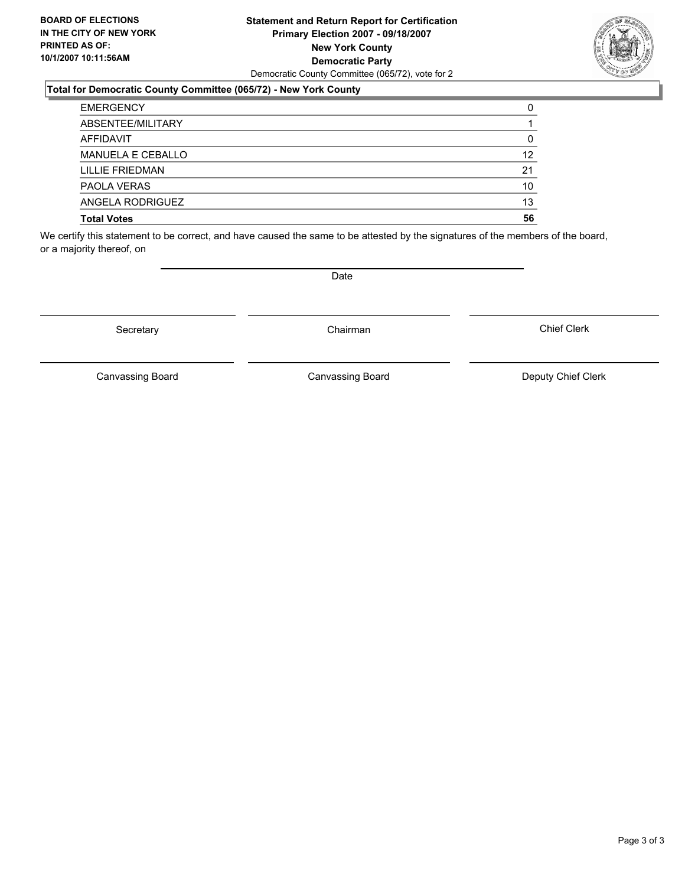BOARD OF ELECTIONS
IN THE CITY OF NEW YORK
PRINTED AS OF:
10/1/2007 10:11:56AM

**Statement and Return Report for Certification**
**Primary Election 2007 - 09/18/2007**
**New York County**
**Democratic Party**
Democratic County Committee (065/72), vote for 2

### Total for Democratic County Committee (065/72) - New York County

| | |
|---|---|
| EMERGENCY | 0 |
| ABSENTEE/MILITARY | 1 |
| AFFIDAVIT | 0 |
| MANUELA E CEBALLO | 12 |
| LILLIE FRIEDMAN | 21 |
| PAOLA VERAS | 10 |
| ANGELA RODRIGUEZ | 13 |
| **Total Votes** | **56** |

We certify this statement to be correct, and have caused the same to be attested by the signatures of the members of the board, or a majority thereof, on

Date

Secretary

Chairman

Chief Clerk

Canvassing Board

Canvassing Board

Deputy Chief Clerk